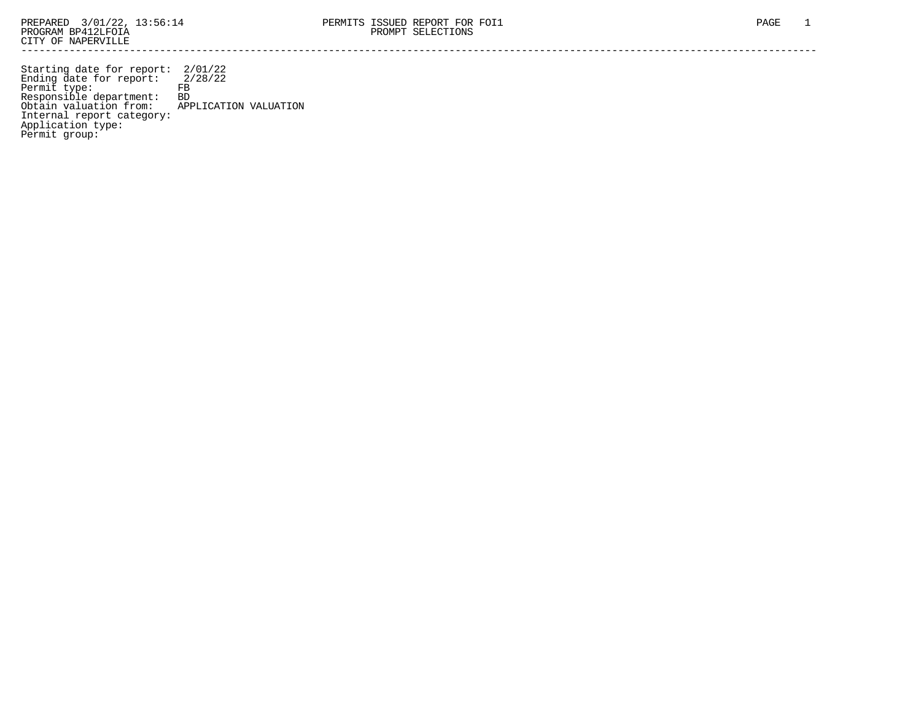PREPARED 3/01/22, 13:56:14
PROGRAM BP412LFOIA
CITY OF NAPERVILLE

PERMITS ISSUED REPORT FOR FOI1
PROMPT SELECTIONS

---

```
Starting date for report:  2/01/22
Ending date for report:    2/28/22
Permit type:               FB
Responsible department:    BD
Obtain valuation from:     APPLICATION VALUATION
Internal report category:
Application type:
Permit group:
```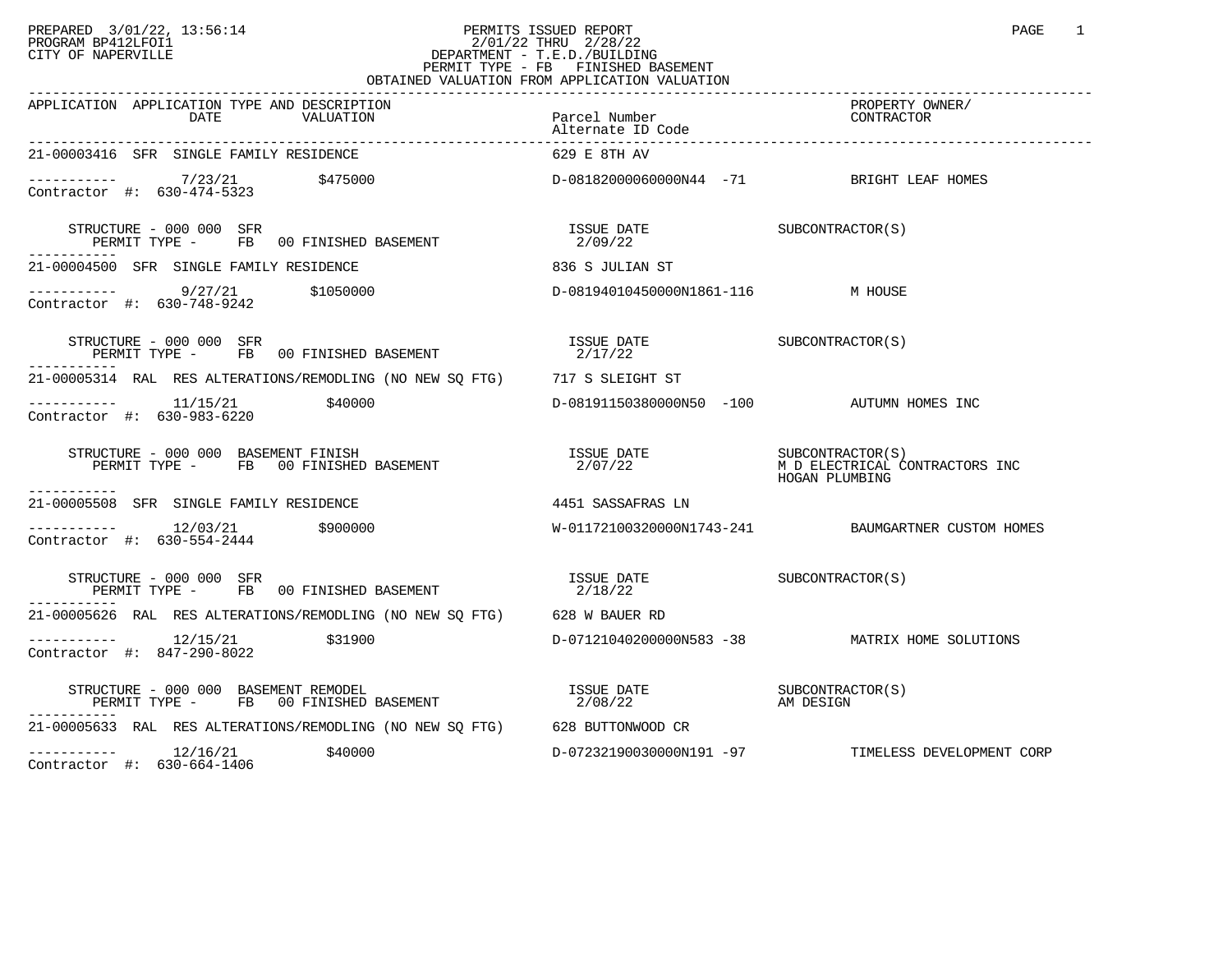PREPARED 3/01/22, 13:56:14
PROGRAM BP412LFOI1
CITY OF NAPERVILLE

# PERMITS ISSUED REPORT

2/01/22 THRU 2/28/22
DEPARTMENT - T.E.D./BUILDING
PERMIT TYPE - FB FINISHED BASEMENT
OBTAINED VALUATION FROM APPLICATION VALUATION

| APPLICATION | APPLICATION TYPE AND DESCRIPTION / DATE / VALUATION | Parcel Number / Alternate ID Code | PROPERTY OWNER/ CONTRACTOR |
|---|---|---|---|
| 21-00003416 | SFR SINGLE FAMILY RESIDENCE | 629 E 8TH AV | |
| ----------- | 7/23/21 $475000 | D-08182000060000N44 -71 | BRIGHT LEAF HOMES |
| Contractor #: 630-474-5323 | | | |
| | STRUCTURE - 000 000 SFR / PERMIT TYPE - FB 00 FINISHED BASEMENT | ISSUE DATE 2/09/22 | SUBCONTRACTOR(S) |
| 21-00004500 | SFR SINGLE FAMILY RESIDENCE | 836 S JULIAN ST | |
| ----------- | 9/27/21 $1050000 | D-08194010450000N1861-116 | M HOUSE |
| Contractor #: 630-748-9242 | | | |
| | STRUCTURE - 000 000 SFR / PERMIT TYPE - FB 00 FINISHED BASEMENT | ISSUE DATE 2/17/22 | SUBCONTRACTOR(S) |
| 21-00005314 | RAL RES ALTERATIONS/REMODLING (NO NEW SQ FTG) | 717 S SLEIGHT ST | |
| ----------- | 11/15/21 $40000 | D-08191150380000N50 -100 | AUTUMN HOMES INC |
| Contractor #: 630-983-6220 | | | |
| | STRUCTURE - 000 000 BASEMENT FINISH / PERMIT TYPE - FB 00 FINISHED BASEMENT | ISSUE DATE 2/07/22 | SUBCONTRACTOR(S) M D ELECTRICAL CONTRACTORS INC, HOGAN PLUMBING |
| 21-00005508 | SFR SINGLE FAMILY RESIDENCE | 4451 SASSAFRAS LN | |
| ----------- | 12/03/21 $900000 | W-01172100320000N1743-241 | BAUMGARTNER CUSTOM HOMES |
| Contractor #: 630-554-2444 | | | |
| | STRUCTURE - 000 000 SFR / PERMIT TYPE - FB 00 FINISHED BASEMENT | ISSUE DATE 2/18/22 | SUBCONTRACTOR(S) |
| 21-00005626 | RAL RES ALTERATIONS/REMODLING (NO NEW SQ FTG) | 628 W BAUER RD | |
| ----------- | 12/15/21 $31900 | D-07121040200000N583 -38 | MATRIX HOME SOLUTIONS |
| Contractor #: 847-290-8022 | | | |
| | STRUCTURE - 000 000 BASEMENT REMODEL / PERMIT TYPE - FB 00 FINISHED BASEMENT | ISSUE DATE 2/08/22 | SUBCONTRACTOR(S) AM DESIGN |
| 21-00005633 | RAL RES ALTERATIONS/REMODLING (NO NEW SQ FTG) | 628 BUTTONWOOD CR | |
| ----------- | 12/16/21 $40000 | D-07232190030000N191 -97 | TIMELESS DEVELOPMENT CORP |
| Contractor #: 630-664-1406 | | | |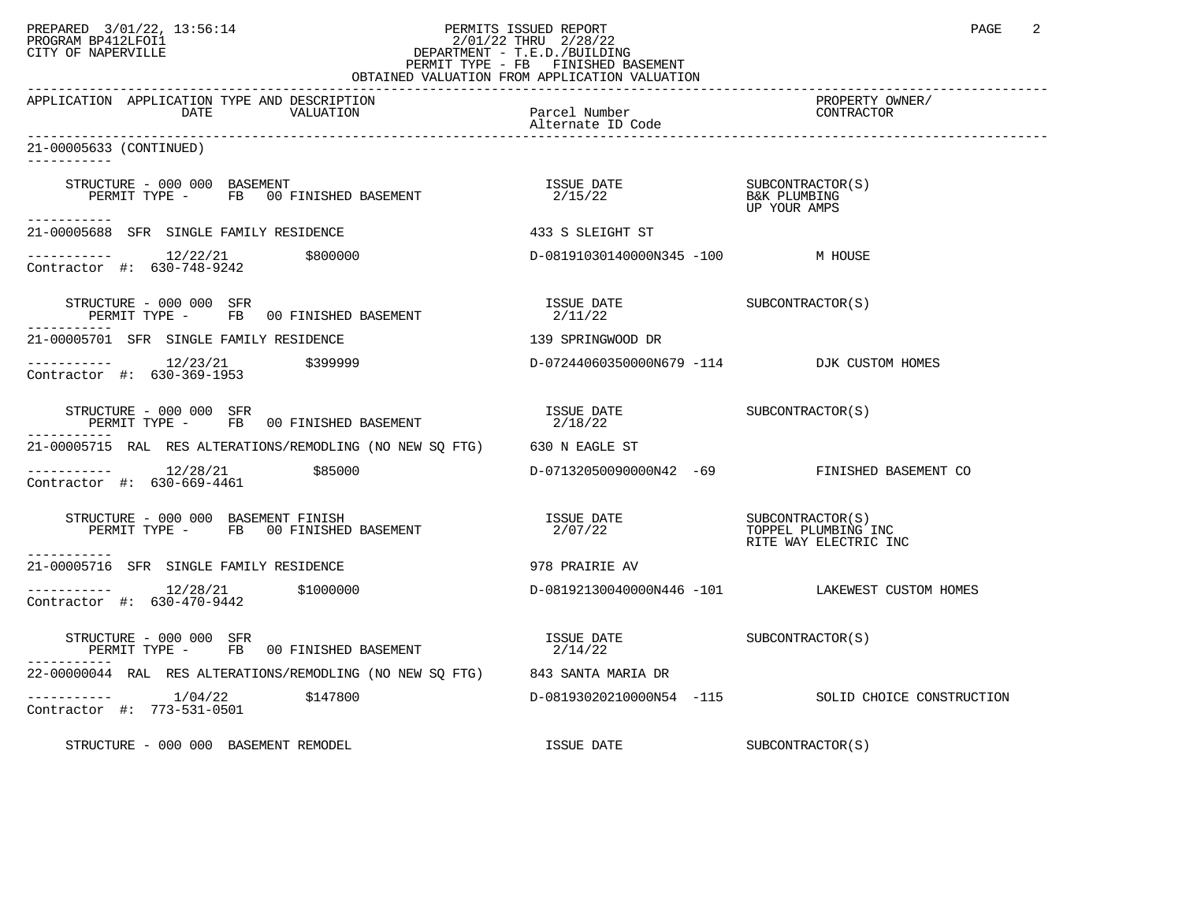PERMITS ISSUED REPORT
2/01/22 THRU 2/28/22
DEPARTMENT - T.E.D./BUILDING
PERMIT TYPE - FB FINISHED BASEMENT
OBTAINED VALUATION FROM APPLICATION VALUATION

PREPARED 3/01/22, 13:56:14
PROGRAM BP412LFOI1
CITY OF NAPERVILLE

| APPLICATION | APPLICATION TYPE AND DESCRIPTION / DATE / VALUATION | Parcel Number / Alternate ID Code | PROPERTY OWNER/ CONTRACTOR |
|---|---|---|---|

**21-00005633 (CONTINUED)**

STRUCTURE - 000 000 BASEMENT
PERMIT TYPE - FB 00 FINISHED BASEMENT
ISSUE DATE 2/15/22
SUBCONTRACTOR(S): B&K PLUMBING; UP YOUR AMPS

---

**21-00005688** SFR SINGLE FAMILY RESIDENCE — 433 S SLEIGHT ST
12/22/21 — $800000 — D-08191030140000N345 -100 — M HOUSE
Contractor #: 630-748-9242

STRUCTURE - 000 000 SFR
PERMIT TYPE - FB 00 FINISHED BASEMENT
ISSUE DATE 2/11/22
SUBCONTRACTOR(S)

---

**21-00005701** SFR SINGLE FAMILY RESIDENCE — 139 SPRINGWOOD DR
12/23/21 — $399999 — D-07244060350000N679 -114 — DJK CUSTOM HOMES
Contractor #: 630-369-1953

STRUCTURE - 000 000 SFR
PERMIT TYPE - FB 00 FINISHED BASEMENT
ISSUE DATE 2/18/22
SUBCONTRACTOR(S)

---

**21-00005715** RAL RES ALTERATIONS/REMODLING (NO NEW SQ FTG) — 630 N EAGLE ST
12/28/21 — $85000 — D-07132050090000N42 -69 — FINISHED BASEMENT CO
Contractor #: 630-669-4461

STRUCTURE - 000 000 BASEMENT FINISH
PERMIT TYPE - FB 00 FINISHED BASEMENT
ISSUE DATE 2/07/22
SUBCONTRACTOR(S): TOPPEL PLUMBING INC; RITE WAY ELECTRIC INC

---

**21-00005716** SFR SINGLE FAMILY RESIDENCE — 978 PRAIRIE AV
12/28/21 — $1000000 — D-08192130040000N446 -101 — LAKEWEST CUSTOM HOMES
Contractor #: 630-470-9442

STRUCTURE - 000 000 SFR
PERMIT TYPE - FB 00 FINISHED BASEMENT
ISSUE DATE 2/14/22
SUBCONTRACTOR(S)

---

**22-00000044** RAL RES ALTERATIONS/REMODLING (NO NEW SQ FTG) — 843 SANTA MARIA DR
1/04/22 — $147800 — D-08193020210000N54 -115 — SOLID CHOICE CONSTRUCTION
Contractor #: 773-531-0501

STRUCTURE - 000 000 BASEMENT REMODEL
ISSUE DATE
SUBCONTRACTOR(S)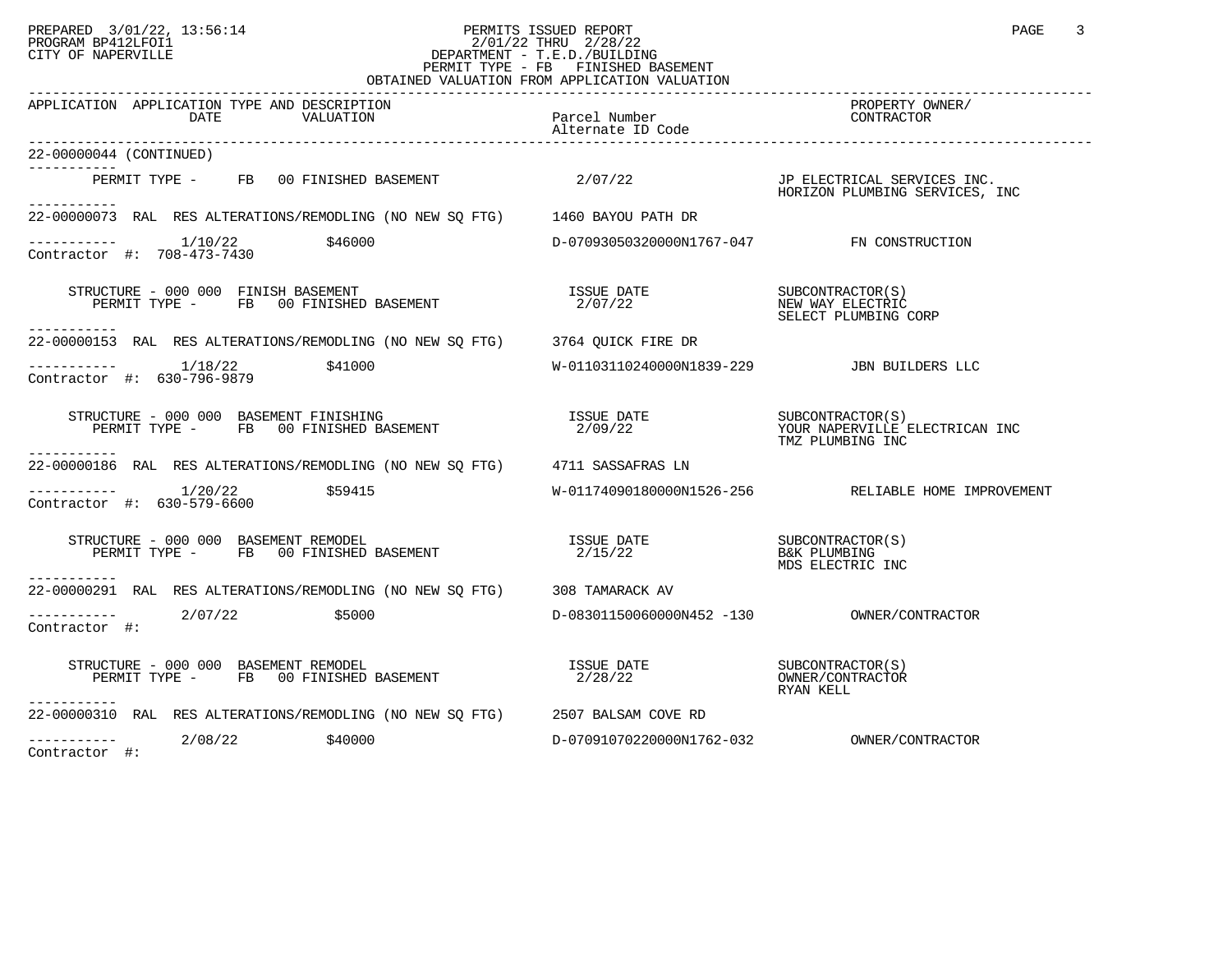PREPARED 3/01/22, 13:56:14 PERMITS ISSUED REPORT
PROGRAM BP412LFOI1 2/01/22 THRU 2/28/22
CITY OF NAPERVILLE DEPARTMENT - T.E.D./BUILDING
PERMIT TYPE - FB FINISHED BASEMENT
OBTAINED VALUATION FROM APPLICATION VALUATION

```
APPLICATION  APPLICATION TYPE AND DESCRIPTION                                                          PROPERTY OWNER/
                DATE         VALUATION                  Parcel Number                                   CONTRACTOR
                                                        Alternate ID Code
-----------------------------------------------------------------------------------------------------------------------------
22-00000044 (CONTINUED)
-----------
      PERMIT TYPE -     FB   00 FINISHED BASEMENT                2/07/22                JP ELECTRICAL SERVICES INC.
                                                                                        HORIZON PLUMBING SERVICES, INC
-----------
22-00000073  RAL  RES ALTERATIONS/REMODLING (NO NEW SQ FTG)     1460 BAYOU PATH DR

-----------     1/10/22          $46000                         D-07093050320000N1767-047          FN CONSTRUCTION
Contractor #:  708-473-7430

     STRUCTURE - 000 000  FINISH BASEMENT                        ISSUE DATE             SUBCONTRACTOR(S)
        PERMIT TYPE -     FB   00 FINISHED BASEMENT               2/07/22               NEW WAY ELECTRIC
                                                                                        SELECT PLUMBING CORP
-----------
22-00000153  RAL  RES ALTERATIONS/REMODLING (NO NEW SQ FTG)     3764 QUICK FIRE DR

-----------     1/18/22          $41000                         W-01103110240000N1839-229          JBN BUILDERS LLC
Contractor #:  630-796-9879

     STRUCTURE - 000 000  BASEMENT FINISHING                     ISSUE DATE             SUBCONTRACTOR(S)
        PERMIT TYPE -     FB   00 FINISHED BASEMENT               2/09/22               YOUR NAPERVILLE ELECTRICAN INC
                                                                                        TMZ PLUMBING INC
-----------
22-00000186  RAL  RES ALTERATIONS/REMODLING (NO NEW SQ FTG)     4711 SASSAFRAS LN

-----------     1/20/22          $59415                         W-01174090180000N1526-256          RELIABLE HOME IMPROVEMENT
Contractor #:  630-579-6600

     STRUCTURE - 000 000  BASEMENT REMODEL                       ISSUE DATE             SUBCONTRACTOR(S)
        PERMIT TYPE -     FB   00 FINISHED BASEMENT               2/15/22               B&K PLUMBING
                                                                                        MDS ELECTRIC INC
-----------
22-00000291  RAL  RES ALTERATIONS/REMODLING (NO NEW SQ FTG)     308 TAMARACK AV

-----------     2/07/22          $5000                          D-08301150060000N452 -130          OWNER/CONTRACTOR
Contractor #:

     STRUCTURE - 000 000  BASEMENT REMODEL                       ISSUE DATE             SUBCONTRACTOR(S)
        PERMIT TYPE -     FB   00 FINISHED BASEMENT               2/28/22               OWNER/CONTRACTOR
                                                                                        RYAN KELL
-----------
22-00000310  RAL  RES ALTERATIONS/REMODLING (NO NEW SQ FTG)     2507 BALSAM COVE RD

-----------     2/08/22          $40000                         D-07091070220000N1762-032          OWNER/CONTRACTOR
Contractor #:
```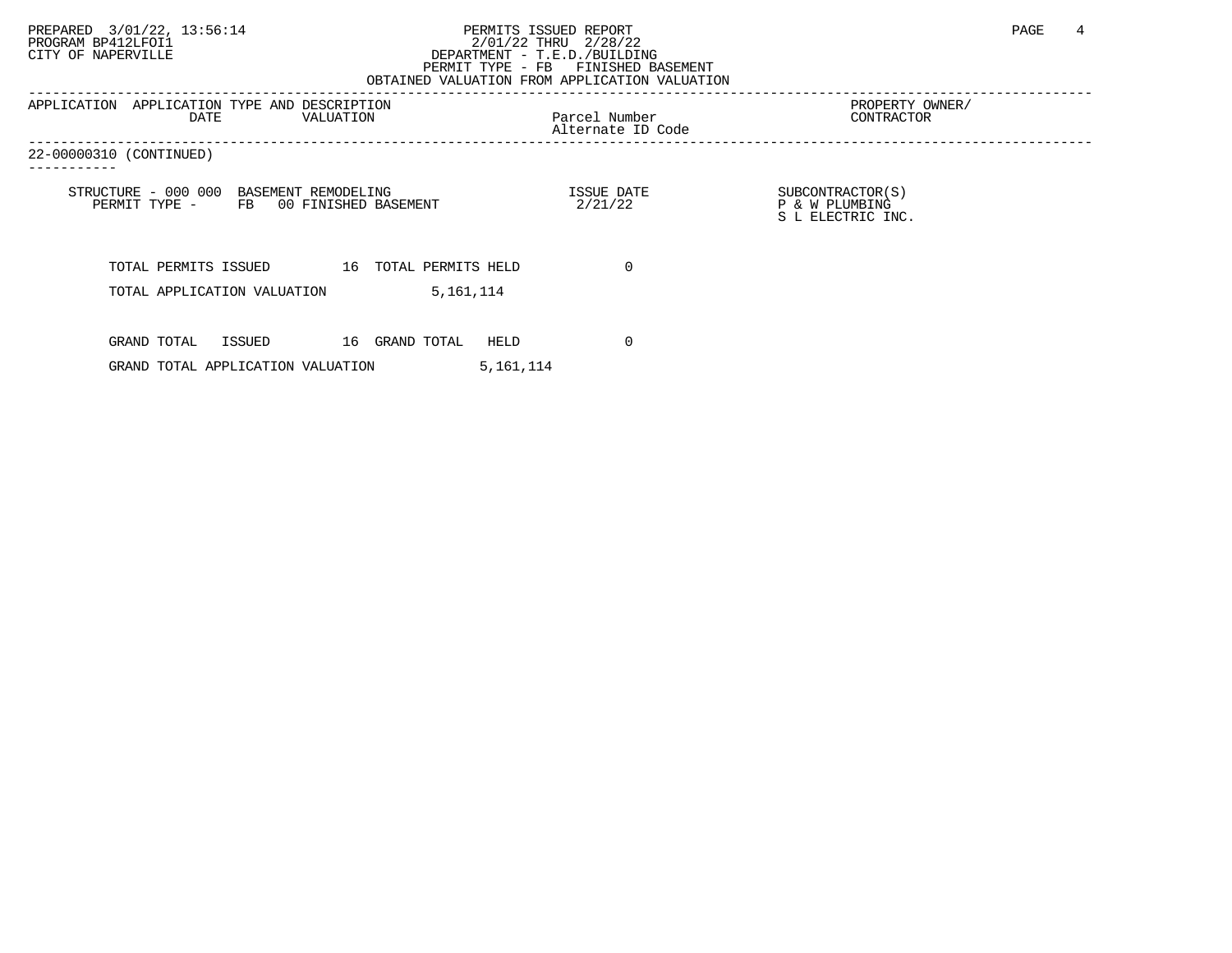PREPARED 3/01/22, 13:56:14
PROGRAM BP412LFOI1
CITY OF NAPERVILLE

PERMITS ISSUED REPORT
2/01/22 THRU 2/28/22
DEPARTMENT - T.E.D./BUILDING
PERMIT TYPE - FB FINISHED BASEMENT
OBTAINED VALUATION FROM APPLICATION VALUATION

| APPLICATION | APPLICATION TYPE AND DESCRIPTION DATE VALUATION | Parcel Number Alternate ID Code | PROPERTY OWNER/ CONTRACTOR |
|---|---|---|---|
| 22-00000310 (CONTINUED) | | | |
| | STRUCTURE - 000 000 BASEMENT REMODELING PERMIT TYPE - FB 00 FINISHED BASEMENT | ISSUE DATE 2/21/22 | SUBCONTRACTOR(S) P & W PLUMBING S L ELECTRIC INC. |

TOTAL PERMITS ISSUED 16 TOTAL PERMITS HELD 0

TOTAL APPLICATION VALUATION 5,161,114

GRAND TOTAL ISSUED 16 GRAND TOTAL HELD 0

GRAND TOTAL APPLICATION VALUATION 5,161,114